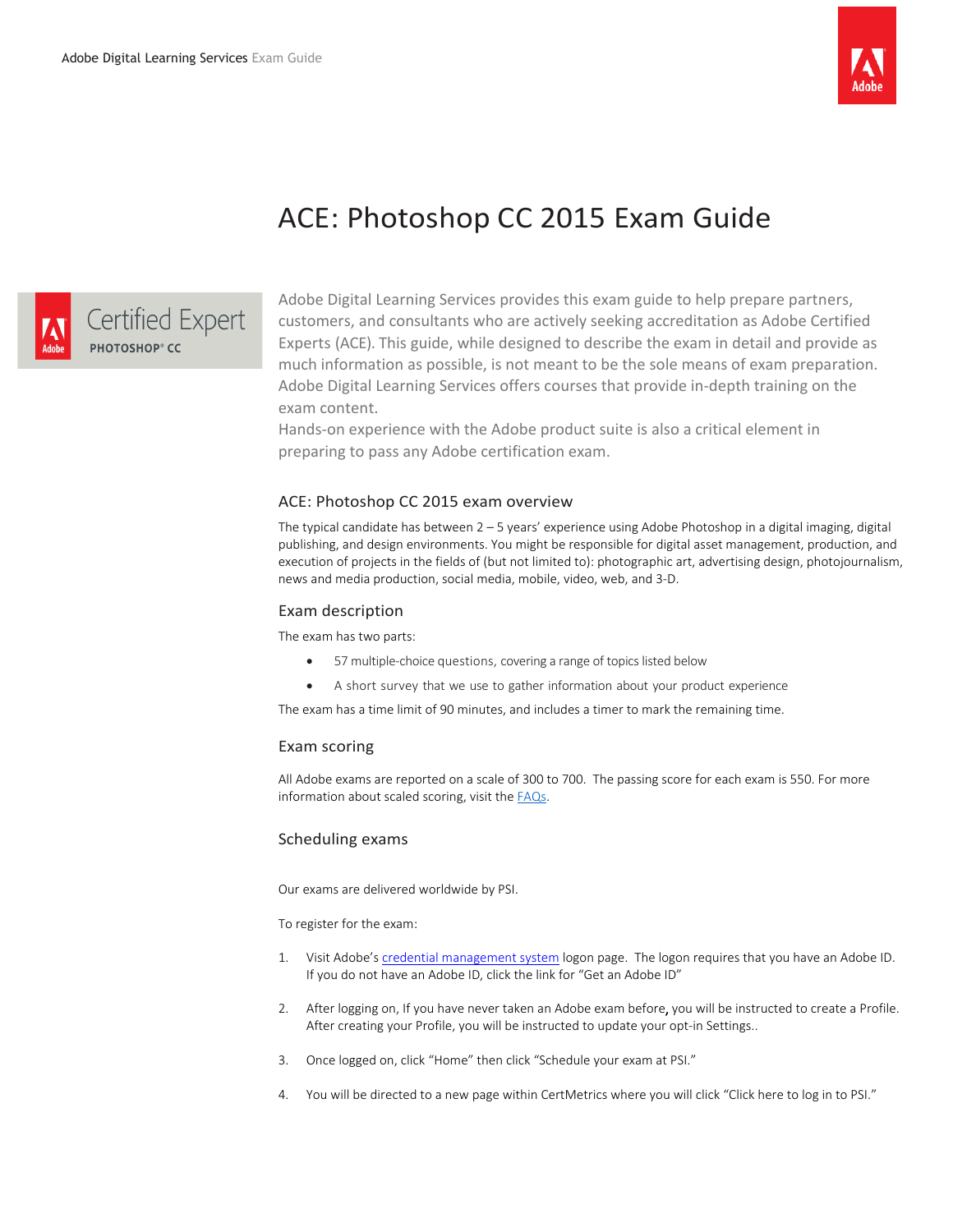# ACE: Photoshop CC 2015 Exam Guide

Certified Expert
PHOTOSHOP® CC

Adobe Digital Learning Services provides this exam guide to help prepare partners, customers, and consultants who are actively seeking accreditation as Adobe Certified Experts (ACE). This guide, while designed to describe the exam in detail and provide as much information as possible, is not meant to be the sole means of exam preparation. Adobe Digital Learning Services offers courses that provide in-depth training on the exam content.

Hands-on experience with the Adobe product suite is also a critical element in preparing to pass any Adobe certification exam.

## ACE: Photoshop CC 2015 exam overview

The typical candidate has between 2 – 5 years' experience using Adobe Photoshop in a digital imaging, digital publishing, and design environments. You might be responsible for digital asset management, production, and execution of projects in the fields of (but not limited to): photographic art, advertising design, photojournalism, news and media production, social media, mobile, video, web, and 3-D.

## Exam description

The exam has two parts:

- 57 multiple-choice questions, covering a range of topics listed below
- A short survey that we use to gather information about your product experience

The exam has a time limit of 90 minutes, and includes a timer to mark the remaining time.

## Exam scoring

All Adobe exams are reported on a scale of 300 to 700. The passing score for each exam is 550. For more information about scaled scoring, visit the FAQs.

## Scheduling exams

Our exams are delivered worldwide by PSI.

To register for the exam:

1. Visit Adobe's credential management system logon page. The logon requires that you have an Adobe ID. If you do not have an Adobe ID, click the link for "Get an Adobe ID"
2. After logging on, If you have never taken an Adobe exam before, you will be instructed to create a Profile. After creating your Profile, you will be instructed to update your opt-in Settings..
3. Once logged on, click "Home" then click "Schedule your exam at PSI."
4. You will be directed to a new page within CertMetrics where you will click "Click here to log in to PSI."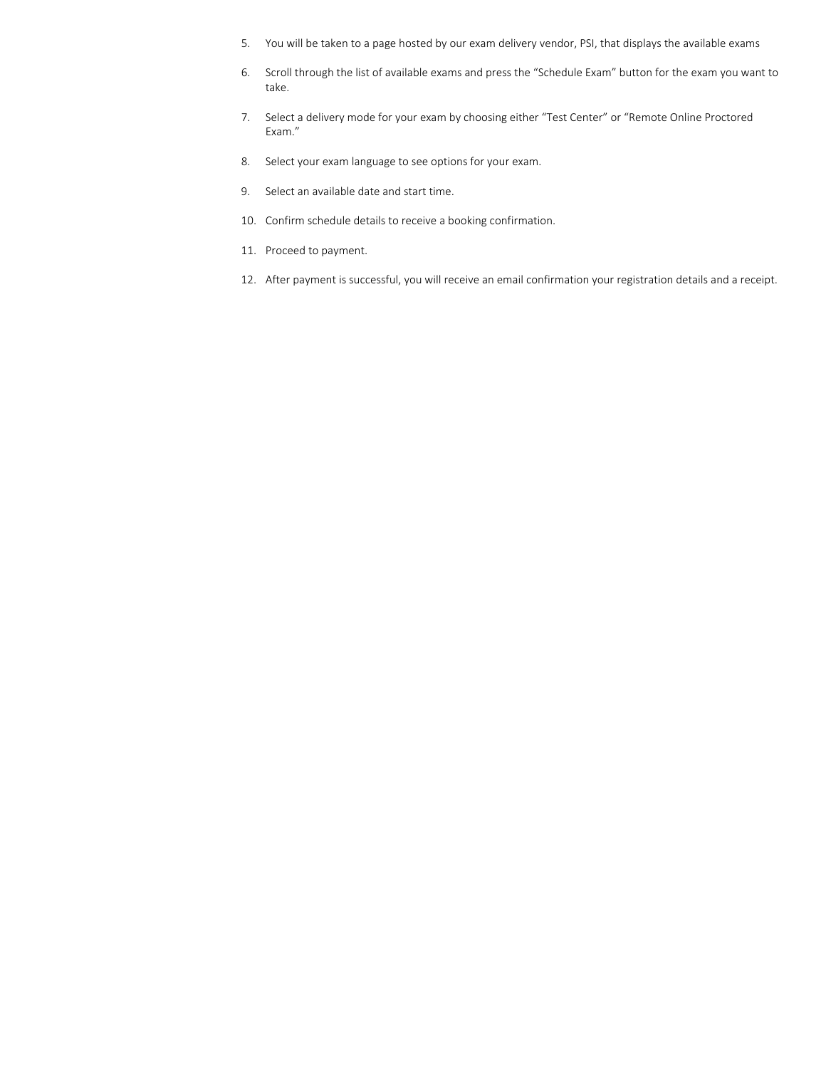5. You will be taken to a page hosted by our exam delivery vendor, PSI, that displays the available exams

6. Scroll through the list of available exams and press the “Schedule Exam” button for the exam you want to take.

7. Select a delivery mode for your exam by choosing either “Test Center” or “Remote Online Proctored Exam.”

8. Select your exam language to see options for your exam.

9. Select an available date and start time.

10. Confirm schedule details to receive a booking confirmation.

11. Proceed to payment.

12. After payment is successful, you will receive an email confirmation your registration details and a receipt.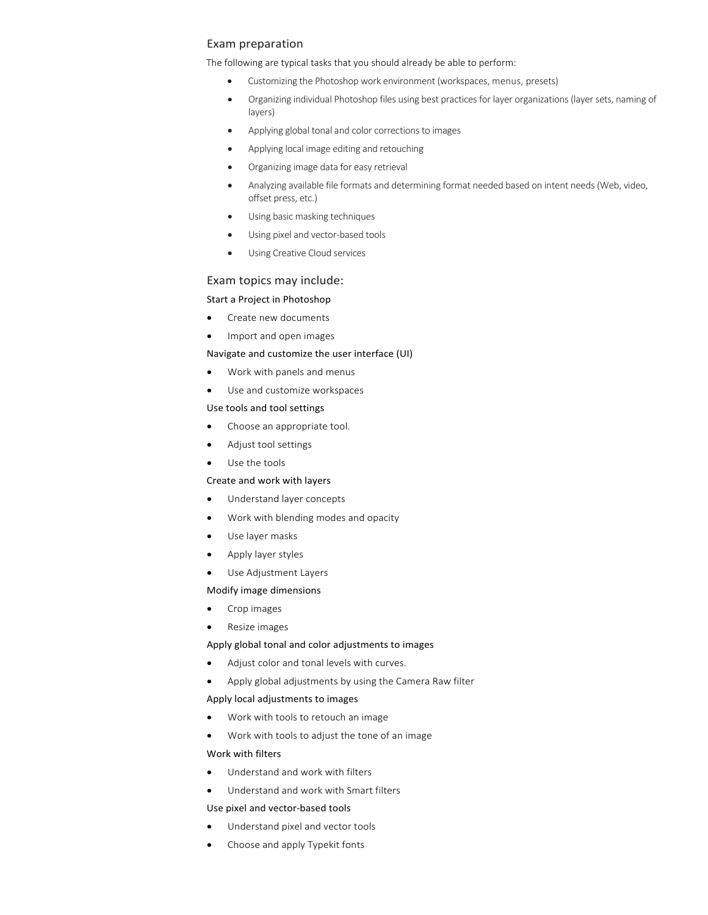## Exam preparation

The following are typical tasks that you should already be able to perform:

- Customizing the Photoshop work environment (workspaces, menus, presets)
- Organizing individual Photoshop files using best practices for layer organizations (layer sets, naming of layers)
- Applying global tonal and color corrections to images
- Applying local image editing and retouching
- Organizing image data for easy retrieval
- Analyzing available file formats and determining format needed based on intent needs (Web, video, offset press, etc.)
- Using basic masking techniques
- Using pixel and vector-based tools
- Using Creative Cloud services

## Exam topics may include:

### Start a Project in Photoshop

- Create new documents
- Import and open images

### Navigate and customize the user interface (UI)

- Work with panels and menus
- Use and customize workspaces

### Use tools and tool settings

- Choose an appropriate tool.
- Adjust tool settings
- Use the tools

### Create and work with layers

- Understand layer concepts
- Work with blending modes and opacity
- Use layer masks
- Apply layer styles
- Use Adjustment Layers

### Modify image dimensions

- Crop images
- Resize images

### Apply global tonal and color adjustments to images

- Adjust color and tonal levels with curves.
- Apply global adjustments by using the Camera Raw filter

### Apply local adjustments to images

- Work with tools to retouch an image
- Work with tools to adjust the tone of an image

### Work with filters

- Understand and work with filters
- Understand and work with Smart filters

### Use pixel and vector-based tools

- Understand pixel and vector tools
- Choose and apply Typekit fonts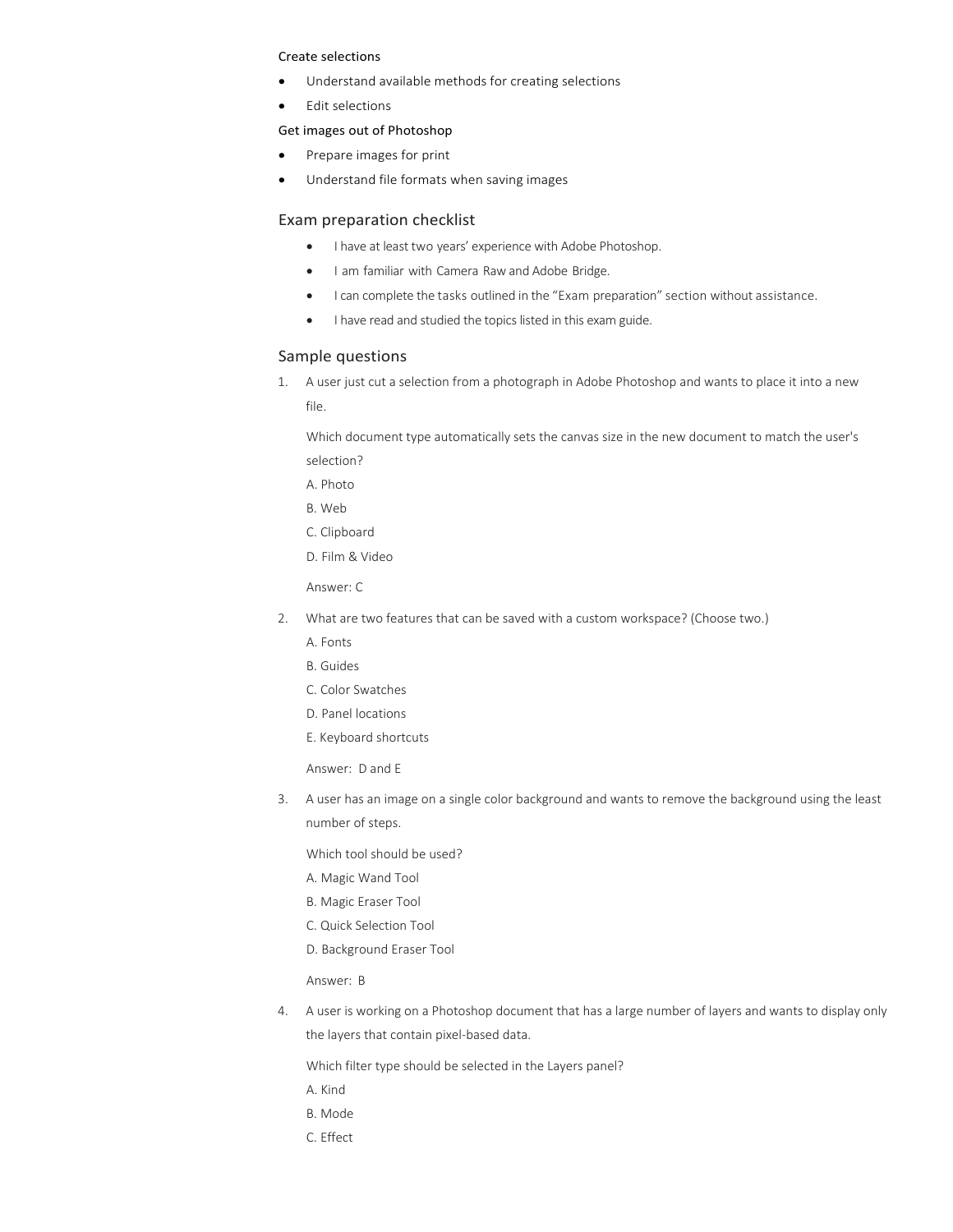Create selections

- Understand available methods for creating selections
- Edit selections

Get images out of Photoshop

- Prepare images for print
- Understand file formats when saving images

## Exam preparation checklist

- I have at least two years' experience with Adobe Photoshop.
- I am familiar with Camera Raw and Adobe Bridge.
- I can complete the tasks outlined in the "Exam preparation" section without assistance.
- I have read and studied the topics listed in this exam guide.

## Sample questions

1. A user just cut a selection from a photograph in Adobe Photoshop and wants to place it into a new file.

   Which document type automatically sets the canvas size in the new document to match the user's selection?

   A. Photo

   B. Web

   C. Clipboard

   D. Film & Video

   Answer: C

2. What are two features that can be saved with a custom workspace? (Choose two.)

   A. Fonts

   B. Guides

   C. Color Swatches

   D. Panel locations

   E. Keyboard shortcuts

   Answer: D and E

3. A user has an image on a single color background and wants to remove the background using the least number of steps.

   Which tool should be used?

   A. Magic Wand Tool

   B. Magic Eraser Tool

   C. Quick Selection Tool

   D. Background Eraser Tool

   Answer: B

4. A user is working on a Photoshop document that has a large number of layers and wants to display only the layers that contain pixel-based data.

   Which filter type should be selected in the Layers panel?

   A. Kind

   B. Mode

   C. Effect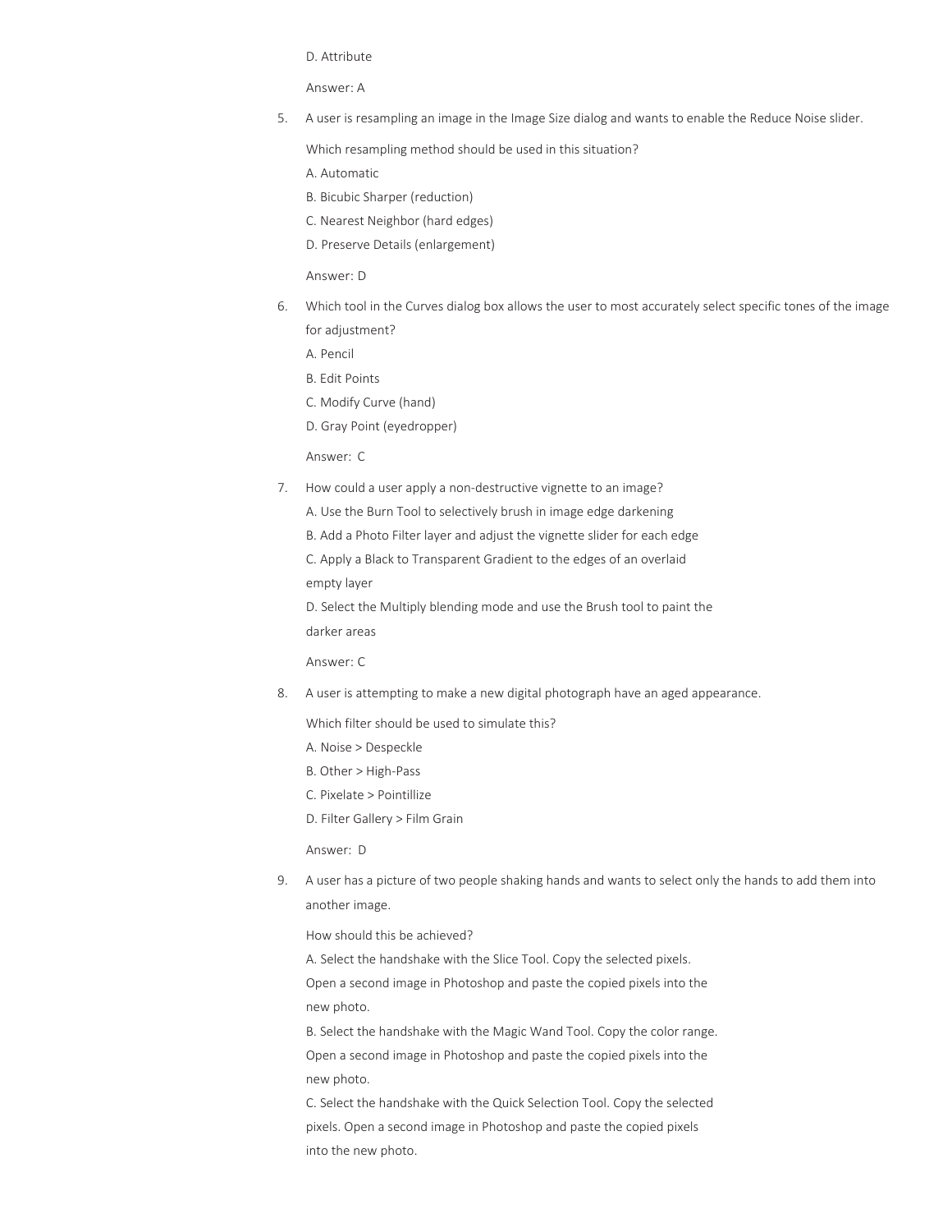D. Attribute

Answer: A

5. A user is resampling an image in the Image Size dialog and wants to enable the Reduce Noise slider.

   Which resampling method should be used in this situation?

   A. Automatic
   B. Bicubic Sharper (reduction)
   C. Nearest Neighbor (hard edges)
   D. Preserve Details (enlargement)

   Answer: D

6. Which tool in the Curves dialog box allows the user to most accurately select specific tones of the image for adjustment?

   A. Pencil
   B. Edit Points
   C. Modify Curve (hand)
   D. Gray Point (eyedropper)

   Answer: C

7. How could a user apply a non-destructive vignette to an image?

   A. Use the Burn Tool to selectively brush in image edge darkening
   B. Add a Photo Filter layer and adjust the vignette slider for each edge
   C. Apply a Black to Transparent Gradient to the edges of an overlaid empty layer
   D. Select the Multiply blending mode and use the Brush tool to paint the darker areas

   Answer: C

8. A user is attempting to make a new digital photograph have an aged appearance.

   Which filter should be used to simulate this?

   A. Noise > Despeckle
   B. Other > High-Pass
   C. Pixelate > Pointillize
   D. Filter Gallery > Film Grain

   Answer: D

9. A user has a picture of two people shaking hands and wants to select only the hands to add them into another image.

   How should this be achieved?

   A. Select the handshake with the Slice Tool. Copy the selected pixels. Open a second image in Photoshop and paste the copied pixels into the new photo.
   B. Select the handshake with the Magic Wand Tool. Copy the color range. Open a second image in Photoshop and paste the copied pixels into the new photo.
   C. Select the handshake with the Quick Selection Tool. Copy the selected pixels. Open a second image in Photoshop and paste the copied pixels into the new photo.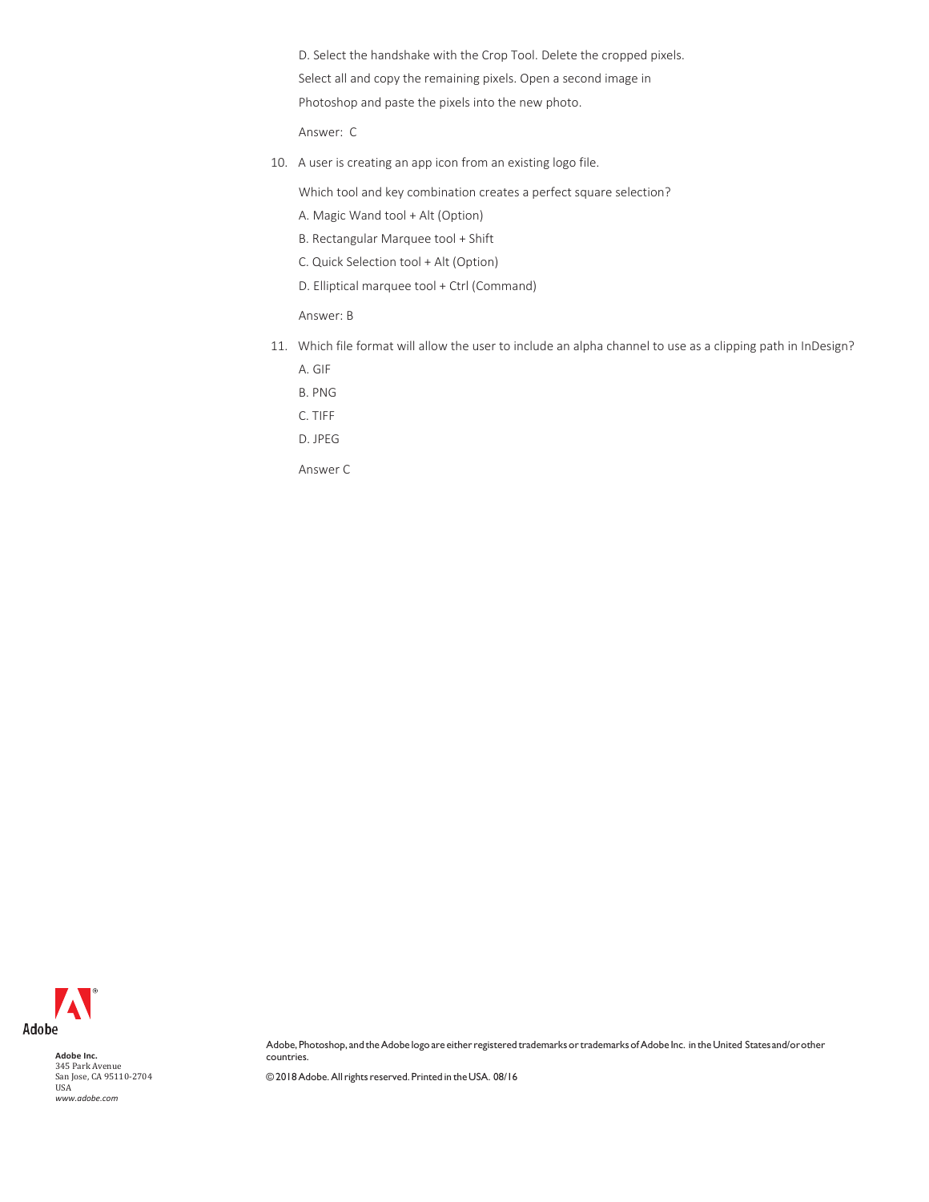D. Select the handshake with the Crop Tool. Delete the cropped pixels. Select all and copy the remaining pixels. Open a second image in Photoshop and paste the pixels into the new photo.

Answer: C

10. A user is creating an app icon from an existing logo file.

    Which tool and key combination creates a perfect square selection?

    A. Magic Wand tool + Alt (Option)

    B. Rectangular Marquee tool + Shift

    C. Quick Selection tool + Alt (Option)

    D. Elliptical marquee tool + Ctrl (Command)

    Answer: B

11. Which file format will allow the user to include an alpha channel to use as a clipping path in InDesign?

    A. GIF

    B. PNG

    C. TIFF

    D. JPEG

    Answer C

Adobe

**Adobe Inc.**
345 Park Avenue
San Jose, CA 95110-2704
USA
*www.adobe.com*

Adobe, Photoshop, and the Adobe logo are either registered trademarks or trademarks of Adobe Inc. in the United States and/or other countries.

© 2018 Adobe. All rights reserved. Printed in the USA. 08/16